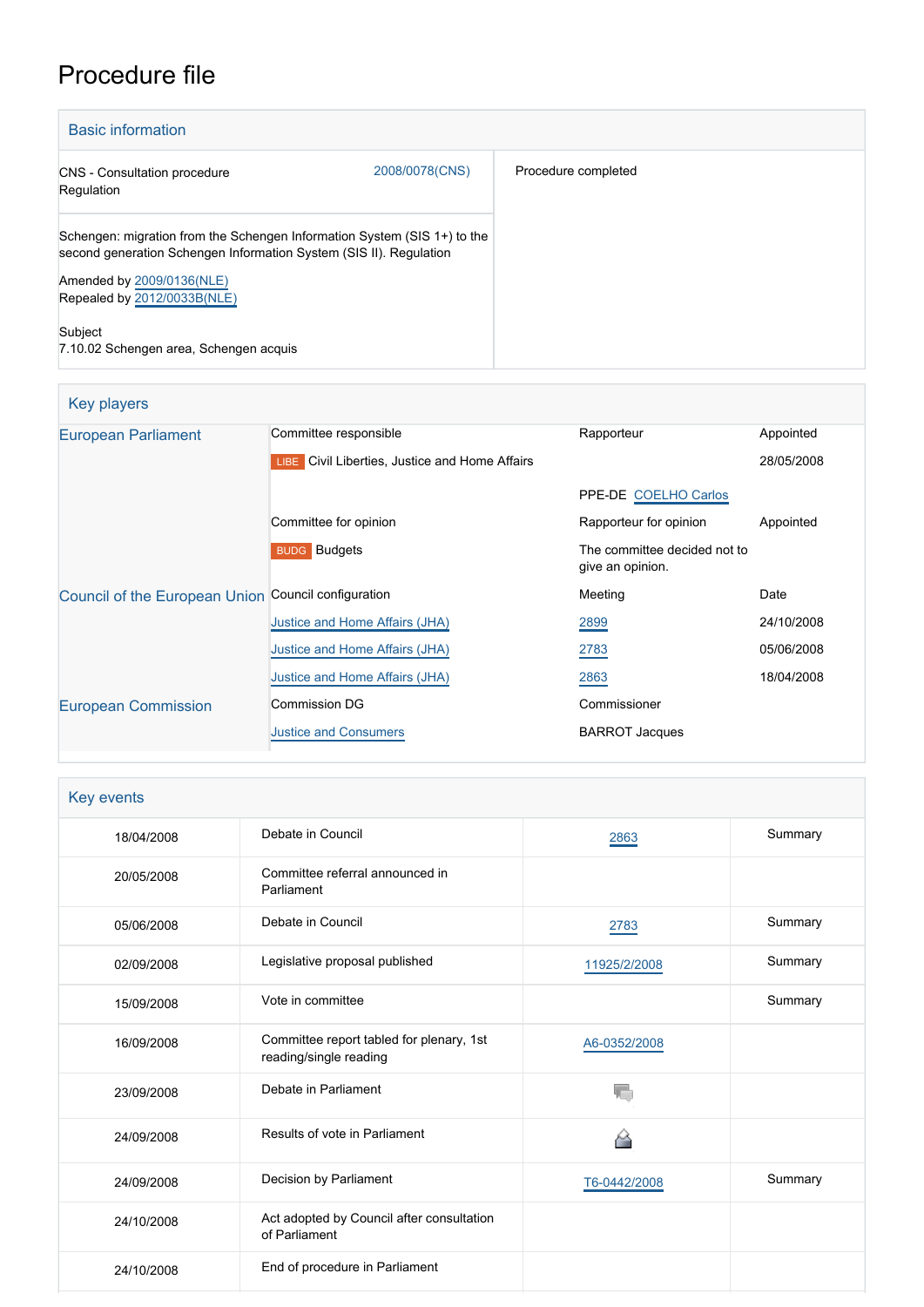# Procedure file

## Basic information

| | | |
|---|---|---|
| CNS - Consultation procedure<br>Regulation | 2008/0078(CNS) | Procedure completed |

Schengen: migration from the Schengen Information System (SIS 1+) to the second generation Schengen Information System (SIS II). Regulation

Amended by 2009/0136(NLE)
Repealed by 2012/0033B(NLE)

Subject
7.10.02 Schengen area, Schengen acquis

## Key players

| | | | |
|---|---|---|---|
| European Parliament | Committee responsible | Rapporteur | Appointed |
| | LIBE Civil Liberties, Justice and Home Affairs | | 28/05/2008 |
| | | PPE-DE COELHO Carlos | |
| | Committee for opinion | Rapporteur for opinion | Appointed |
| | BUDG Budgets | The committee decided not to give an opinion. | |
| Council of the European Union | Council configuration | Meeting | Date |
| | Justice and Home Affairs (JHA) | 2899 | 24/10/2008 |
| | Justice and Home Affairs (JHA) | 2783 | 05/06/2008 |
| | Justice and Home Affairs (JHA) | 2863 | 18/04/2008 |
| European Commission | Commission DG | Commissioner | |
| | Justice and Consumers | BARROT Jacques | |

## Key events

| | | | |
|---|---|---|---|
| 18/04/2008 | Debate in Council | 2863 | Summary |
| 20/05/2008 | Committee referral announced in Parliament | | |
| 05/06/2008 | Debate in Council | 2783 | Summary |
| 02/09/2008 | Legislative proposal published | 11925/2/2008 | Summary |
| 15/09/2008 | Vote in committee | | Summary |
| 16/09/2008 | Committee report tabled for plenary, 1st reading/single reading | A6-0352/2008 | |
| 23/09/2008 | Debate in Parliament | | |
| 24/09/2008 | Results of vote in Parliament | | |
| 24/09/2008 | Decision by Parliament | T6-0442/2008 | Summary |
| 24/10/2008 | Act adopted by Council after consultation of Parliament | | |
| 24/10/2008 | End of procedure in Parliament | | |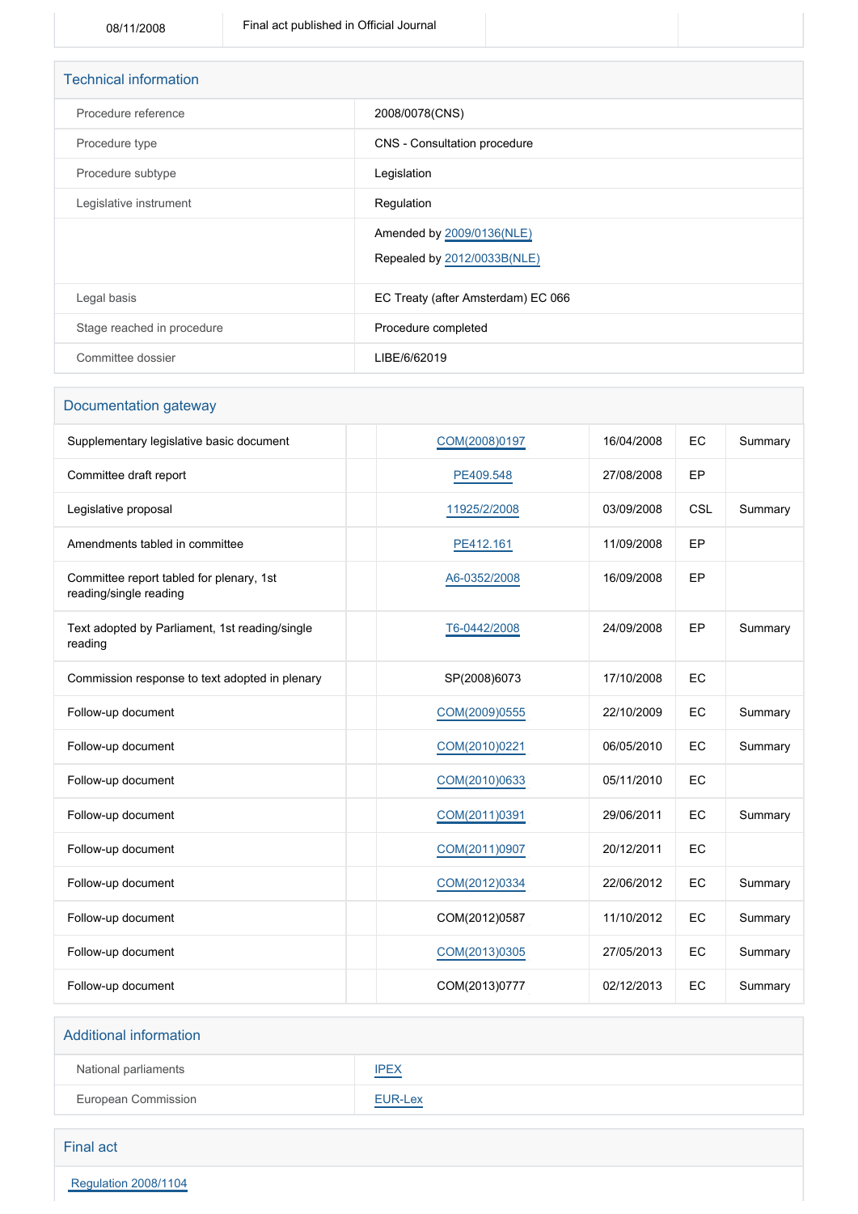| 08/11/2008 | Final act published in Official Journal | | |
|---|---|---|---|

## Technical information

| | |
|---|---|
| Procedure reference | 2008/0078(CNS) |
| Procedure type | CNS - Consultation procedure |
| Procedure subtype | Legislation |
| Legislative instrument | Regulation |
| | Amended by 2009/0136(NLE)<br>Repealed by 2012/0033B(NLE) |
| Legal basis | EC Treaty (after Amsterdam) EC 066 |
| Stage reached in procedure | Procedure completed |
| Committee dossier | LIBE/6/62019 |

## Documentation gateway

| | | | | | |
|---|---|---|---|---|---|
| Supplementary legislative basic document | | COM(2008)0197 | 16/04/2008 | EC | Summary |
| Committee draft report | | PE409.548 | 27/08/2008 | EP | |
| Legislative proposal | | 11925/2/2008 | 03/09/2008 | CSL | Summary |
| Amendments tabled in committee | | PE412.161 | 11/09/2008 | EP | |
| Committee report tabled for plenary, 1st reading/single reading | | A6-0352/2008 | 16/09/2008 | EP | |
| Text adopted by Parliament, 1st reading/single reading | | T6-0442/2008 | 24/09/2008 | EP | Summary |
| Commission response to text adopted in plenary | | SP(2008)6073 | 17/10/2008 | EC | |
| Follow-up document | | COM(2009)0555 | 22/10/2009 | EC | Summary |
| Follow-up document | | COM(2010)0221 | 06/05/2010 | EC | Summary |
| Follow-up document | | COM(2010)0633 | 05/11/2010 | EC | |
| Follow-up document | | COM(2011)0391 | 29/06/2011 | EC | Summary |
| Follow-up document | | COM(2011)0907 | 20/12/2011 | EC | |
| Follow-up document | | COM(2012)0334 | 22/06/2012 | EC | Summary |
| Follow-up document | | COM(2012)0587 | 11/10/2012 | EC | Summary |
| Follow-up document | | COM(2013)0305 | 27/05/2013 | EC | Summary |
| Follow-up document | | COM(2013)0777 | 02/12/2013 | EC | Summary |

## Additional information

| | |
|---|---|
| National parliaments | IPEX |
| European Commission | EUR-Lex |

## Final act

Regulation 2008/1104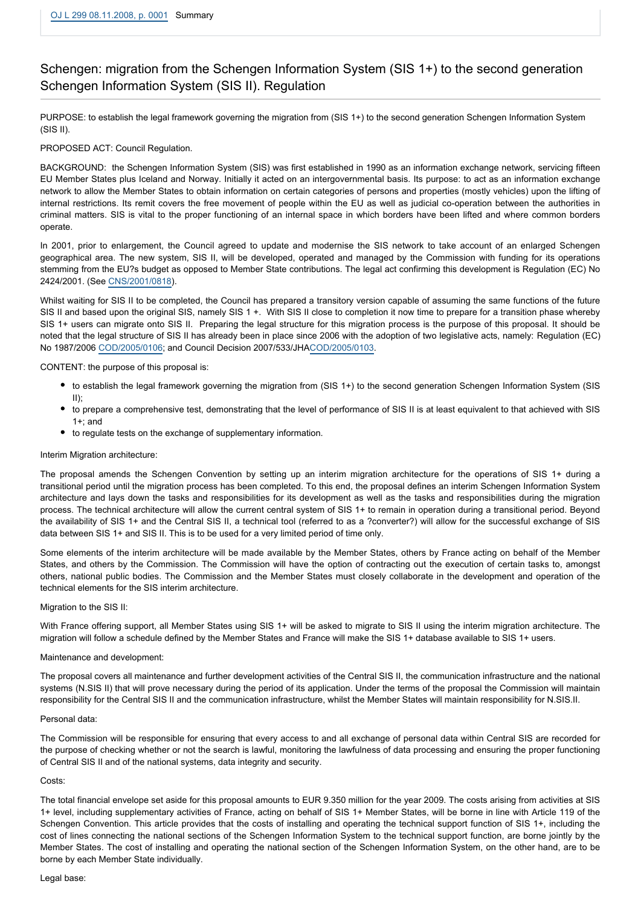OJ L 299 08.11.2008, p. 0001 Summary

# Schengen: migration from the Schengen Information System (SIS 1+) to the second generation Schengen Information System (SIS II). Regulation

PURPOSE: to establish the legal framework governing the migration from (SIS 1+) to the second generation Schengen Information System (SIS II).

PROPOSED ACT: Council Regulation.

BACKGROUND: the Schengen Information System (SIS) was first established in 1990 as an information exchange network, servicing fifteen EU Member States plus Iceland and Norway. Initially it acted on an intergovernmental basis. Its purpose: to act as an information exchange network to allow the Member States to obtain information on certain categories of persons and properties (mostly vehicles) upon the lifting of internal restrictions. Its remit covers the free movement of people within the EU as well as judicial co-operation between the authorities in criminal matters. SIS is vital to the proper functioning of an internal space in which borders have been lifted and where common borders operate.

In 2001, prior to enlargement, the Council agreed to update and modernise the SIS network to take account of an enlarged Schengen geographical area. The new system, SIS II, will be developed, operated and managed by the Commission with funding for its operations stemming from the EU?s budget as opposed to Member State contributions. The legal act confirming this development is Regulation (EC) No 2424/2001. (See CNS/2001/0818).

Whilst waiting for SIS II to be completed, the Council has prepared a transitory version capable of assuming the same functions of the future SIS II and based upon the original SIS, namely SIS 1 +. With SIS II close to completion it now time to prepare for a transition phase whereby SIS 1+ users can migrate onto SIS II. Preparing the legal structure for this migration process is the purpose of this proposal. It should be noted that the legal structure of SIS II has already been in place since 2006 with the adoption of two legislative acts, namely: Regulation (EC) No 1987/2006 COD/2005/0106; and Council Decision 2007/533/JHACOD/2005/0103.

CONTENT: the purpose of this proposal is:

- to establish the legal framework governing the migration from (SIS 1+) to the second generation Schengen Information System (SIS II);
- to prepare a comprehensive test, demonstrating that the level of performance of SIS II is at least equivalent to that achieved with SIS 1+; and
- to regulate tests on the exchange of supplementary information.

Interim Migration architecture:

The proposal amends the Schengen Convention by setting up an interim migration architecture for the operations of SIS 1+ during a transitional period until the migration process has been completed. To this end, the proposal defines an interim Schengen Information System architecture and lays down the tasks and responsibilities for its development as well as the tasks and responsibilities during the migration process. The technical architecture will allow the current central system of SIS 1+ to remain in operation during a transitional period. Beyond the availability of SIS 1+ and the Central SIS II, a technical tool (referred to as a ?converter?) will allow for the successful exchange of SIS data between SIS 1+ and SIS II. This is to be used for a very limited period of time only.

Some elements of the interim architecture will be made available by the Member States, others by France acting on behalf of the Member States, and others by the Commission. The Commission will have the option of contracting out the execution of certain tasks to, amongst others, national public bodies. The Commission and the Member States must closely collaborate in the development and operation of the technical elements for the SIS interim architecture.

Migration to the SIS II:

With France offering support, all Member States using SIS 1+ will be asked to migrate to SIS II using the interim migration architecture. The migration will follow a schedule defined by the Member States and France will make the SIS 1+ database available to SIS 1+ users.

Maintenance and development:

The proposal covers all maintenance and further development activities of the Central SIS II, the communication infrastructure and the national systems (N.SIS II) that will prove necessary during the period of its application. Under the terms of the proposal the Commission will maintain responsibility for the Central SIS II and the communication infrastructure, whilst the Member States will maintain responsibility for N.SIS.II.

Personal data:

The Commission will be responsible for ensuring that every access to and all exchange of personal data within Central SIS are recorded for the purpose of checking whether or not the search is lawful, monitoring the lawfulness of data processing and ensuring the proper functioning of Central SIS II and of the national systems, data integrity and security.

Costs:

The total financial envelope set aside for this proposal amounts to EUR 9.350 million for the year 2009. The costs arising from activities at SIS 1+ level, including supplementary activities of France, acting on behalf of SIS 1+ Member States, will be borne in line with Article 119 of the Schengen Convention. This article provides that the costs of installing and operating the technical support function of SIS 1+, including the cost of lines connecting the national sections of the Schengen Information System to the technical support function, are borne jointly by the Member States. The cost of installing and operating the national section of the Schengen Information System, on the other hand, are to be borne by each Member State individually.

Legal base: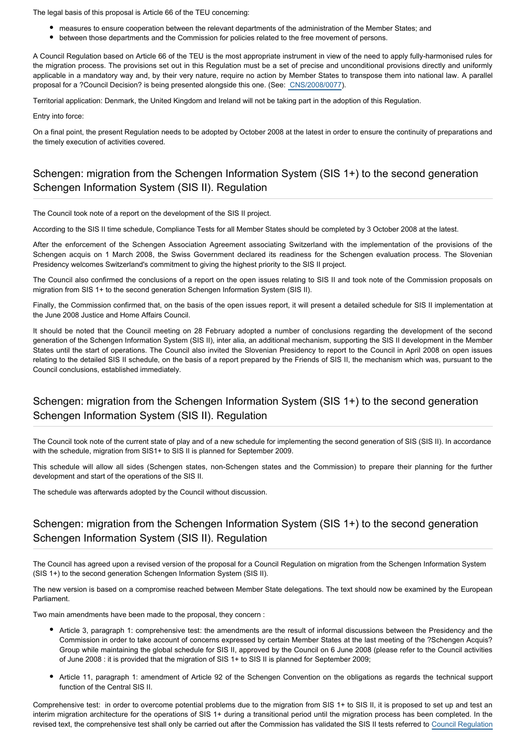The legal basis of this proposal is Article 66 of the TEU concerning:

- measures to ensure cooperation between the relevant departments of the administration of the Member States; and
- between those departments and the Commission for policies related to the free movement of persons.

A Council Regulation based on Article 66 of the TEU is the most appropriate instrument in view of the need to apply fully-harmonised rules for the migration process. The provisions set out in this Regulation must be a set of precise and unconditional provisions directly and uniformly applicable in a mandatory way and, by their very nature, require no action by Member States to transpose them into national law. A parallel proposal for a ?Council Decision? is being presented alongside this one. (See: CNS/2008/0077).

Territorial application: Denmark, the United Kingdom and Ireland will not be taking part in the adoption of this Regulation.

Entry into force:

On a final point, the present Regulation needs to be adopted by October 2008 at the latest in order to ensure the continuity of preparations and the timely execution of activities covered.

## Schengen: migration from the Schengen Information System (SIS 1+) to the second generation Schengen Information System (SIS II). Regulation

The Council took note of a report on the development of the SIS II project.

According to the SIS II time schedule, Compliance Tests for all Member States should be completed by 3 October 2008 at the latest.

After the enforcement of the Schengen Association Agreement associating Switzerland with the implementation of the provisions of the Schengen acquis on 1 March 2008, the Swiss Government declared its readiness for the Schengen evaluation process. The Slovenian Presidency welcomes Switzerland's commitment to giving the highest priority to the SIS II project.

The Council also confirmed the conclusions of a report on the open issues relating to SIS II and took note of the Commission proposals on migration from SIS 1+ to the second generation Schengen Information System (SIS II).

Finally, the Commission confirmed that, on the basis of the open issues report, it will present a detailed schedule for SIS II implementation at the June 2008 Justice and Home Affairs Council.

It should be noted that the Council meeting on 28 February adopted a number of conclusions regarding the development of the second generation of the Schengen Information System (SIS II), inter alia, an additional mechanism, supporting the SIS II development in the Member States until the start of operations. The Council also invited the Slovenian Presidency to report to the Council in April 2008 on open issues relating to the detailed SIS II schedule, on the basis of a report prepared by the Friends of SIS II, the mechanism which was, pursuant to the Council conclusions, established immediately.

## Schengen: migration from the Schengen Information System (SIS 1+) to the second generation Schengen Information System (SIS II). Regulation

The Council took note of the current state of play and of a new schedule for implementing the second generation of SIS (SIS II). In accordance with the schedule, migration from SIS1+ to SIS II is planned for September 2009.

This schedule will allow all sides (Schengen states, non-Schengen states and the Commission) to prepare their planning for the further development and start of the operations of the SIS II.

The schedule was afterwards adopted by the Council without discussion.

## Schengen: migration from the Schengen Information System (SIS 1+) to the second generation Schengen Information System (SIS II). Regulation

The Council has agreed upon a revised version of the proposal for a Council Regulation on migration from the Schengen Information System (SIS 1+) to the second generation Schengen Information System (SIS II).

The new version is based on a compromise reached between Member State delegations. The text should now be examined by the European Parliament.

Two main amendments have been made to the proposal, they concern :

- Article 3, paragraph 1: comprehensive test: the amendments are the result of informal discussions between the Presidency and the Commission in order to take account of concerns expressed by certain Member States at the last meeting of the ?Schengen Acquis? Group while maintaining the global schedule for SIS II, approved by the Council on 6 June 2008 (please refer to the Council activities of June 2008 : it is provided that the migration of SIS 1+ to SIS II is planned for September 2009;

- Article 11, paragraph 1: amendment of Article 92 of the Schengen Convention on the obligations as regards the technical support function of the Central SIS II.

Comprehensive test: in order to overcome potential problems due to the migration from SIS 1+ to SIS II, it is proposed to set up and test an interim migration architecture for the operations of SIS 1+ during a transitional period until the migration process has been completed. In the revised text, the comprehensive test shall only be carried out after the Commission has validated the SIS II tests referred to Council Regulation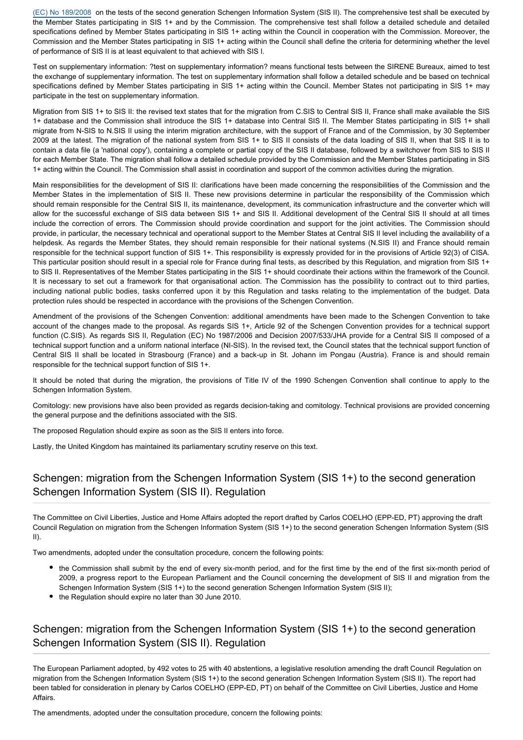(EC) No 189/2008 on the tests of the second generation Schengen Information System (SIS II). The comprehensive test shall be executed by the Member States participating in SIS 1+ and by the Commission. The comprehensive test shall follow a detailed schedule and detailed specifications defined by Member States participating in SIS 1+ acting within the Council in cooperation with the Commission. Moreover, the Commission and the Member States participating in SIS 1+ acting within the Council shall define the criteria for determining whether the level of performance of SIS II is at least equivalent to that achieved with SIS I.

Test on supplementary information: ?test on supplementary information? means functional tests between the SIRENE Bureaux, aimed to test the exchange of supplementary information. The test on supplementary information shall follow a detailed schedule and be based on technical specifications defined by Member States participating in SIS 1+ acting within the Council. Member States not participating in SIS 1+ may participate in the test on supplementary information.

Migration from SIS 1+ to SIS II: the revised text states that for the migration from C.SIS to Central SIS II, France shall make available the SIS 1+ database and the Commission shall introduce the SIS 1+ database into Central SIS II. The Member States participating in SIS 1+ shall migrate from N-SIS to N.SIS II using the interim migration architecture, with the support of France and of the Commission, by 30 September 2009 at the latest. The migration of the national system from SIS 1+ to SIS II consists of the data loading of SIS II, when that SIS II is to contain a data file (a 'national copy'), containing a complete or partial copy of the SIS II database, followed by a switchover from SIS to SIS II for each Member State. The migration shall follow a detailed schedule provided by the Commission and the Member States participating in SIS 1+ acting within the Council. The Commission shall assist in coordination and support of the common activities during the migration.

Main responsibilities for the development of SIS II: clarifications have been made concerning the responsibilities of the Commission and the Member States in the implementation of SIS II. These new provisions determine in particular the responsibility of the Commission which should remain responsible for the Central SIS II, its maintenance, development, its communication infrastructure and the converter which will allow for the successful exchange of SIS data between SIS 1+ and SIS II. Additional development of the Central SIS II should at all times include the correction of errors. The Commission should provide coordination and support for the joint activities. The Commission should provide, in particular, the necessary technical and operational support to the Member States at Central SIS II level including the availability of a helpdesk. As regards the Member States, they should remain responsible for their national systems (N.SIS II) and France should remain responsible for the technical support function of SIS 1+. This responsibility is expressly provided for in the provisions of Article 92(3) of CISA. This particular position should result in a special role for France during final tests, as described by this Regulation, and migration from SIS 1+ to SIS II. Representatives of the Member States participating in the SIS 1+ should coordinate their actions within the framework of the Council. It is necessary to set out a framework for that organisational action. The Commission has the possibility to contract out to third parties, including national public bodies, tasks conferred upon it by this Regulation and tasks relating to the implementation of the budget. Data protection rules should be respected in accordance with the provisions of the Schengen Convention.

Amendment of the provisions of the Schengen Convention: additional amendments have been made to the Schengen Convention to take account of the changes made to the proposal. As regards SIS 1+, Article 92 of the Schengen Convention provides for a technical support function (C.SIS). As regards SIS II, Regulation (EC) No 1987/2006 and Decision 2007/533/JHA provide for a Central SIS II composed of a technical support function and a uniform national interface (NI-SIS). In the revised text, the Council states that the technical support function of Central SIS II shall be located in Strasbourg (France) and a back-up in St. Johann im Pongau (Austria). France is and should remain responsible for the technical support function of SIS 1+.

It should be noted that during the migration, the provisions of Title IV of the 1990 Schengen Convention shall continue to apply to the Schengen Information System.

Comitology: new provisions have also been provided as regards decision-taking and comitology. Technical provisions are provided concerning the general purpose and the definitions associated with the SIS.

The proposed Regulation should expire as soon as the SIS II enters into force.

Lastly, the United Kingdom has maintained its parliamentary scrutiny reserve on this text.

## Schengen: migration from the Schengen Information System (SIS 1+) to the second generation Schengen Information System (SIS II). Regulation

The Committee on Civil Liberties, Justice and Home Affairs adopted the report drafted by Carlos COELHO (EPP-ED, PT) approving the draft Council Regulation on migration from the Schengen Information System (SIS 1+) to the second generation Schengen Information System (SIS II).

Two amendments, adopted under the consultation procedure, concern the following points:

- the Commission shall submit by the end of every six-month period, and for the first time by the end of the first six-month period of 2009, a progress report to the European Parliament and the Council concerning the development of SIS II and migration from the Schengen Information System (SIS 1+) to the second generation Schengen Information System (SIS II);
- the Regulation should expire no later than 30 June 2010.

## Schengen: migration from the Schengen Information System (SIS 1+) to the second generation Schengen Information System (SIS II). Regulation

The European Parliament adopted, by 492 votes to 25 with 40 abstentions, a legislative resolution amending the draft Council Regulation on migration from the Schengen Information System (SIS 1+) to the second generation Schengen Information System (SIS II). The report had been tabled for consideration in plenary by Carlos COELHO (EPP-ED, PT) on behalf of the Committee on Civil Liberties, Justice and Home Affairs.

The amendments, adopted under the consultation procedure, concern the following points: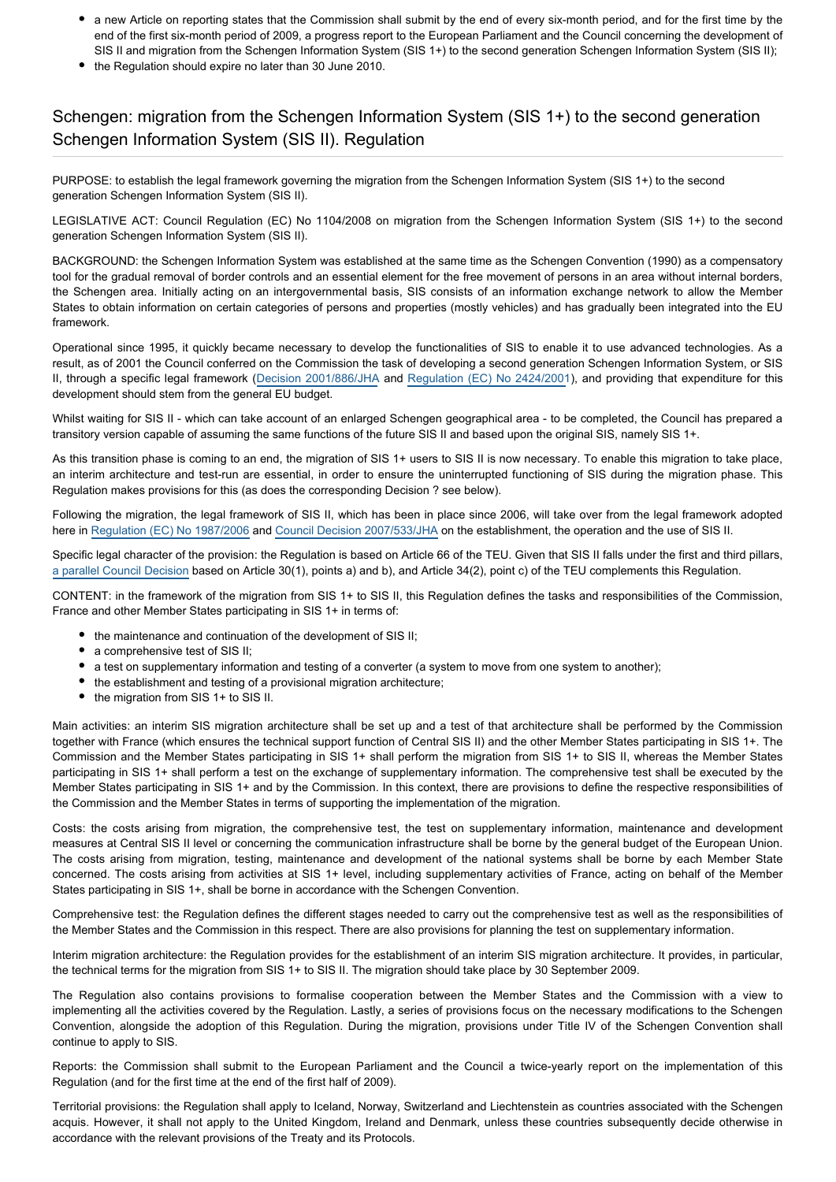- a new Article on reporting states that the Commission shall submit by the end of every six-month period, and for the first time by the end of the first six-month period of 2009, a progress report to the European Parliament and the Council concerning the development of SIS II and migration from the Schengen Information System (SIS 1+) to the second generation Schengen Information System (SIS II);
- the Regulation should expire no later than 30 June 2010.

## Schengen: migration from the Schengen Information System (SIS 1+) to the second generation Schengen Information System (SIS II). Regulation

PURPOSE: to establish the legal framework governing the migration from the Schengen Information System (SIS 1+) to the second generation Schengen Information System (SIS II).

LEGISLATIVE ACT: Council Regulation (EC) No 1104/2008 on migration from the Schengen Information System (SIS 1+) to the second generation Schengen Information System (SIS II).

BACKGROUND: the Schengen Information System was established at the same time as the Schengen Convention (1990) as a compensatory tool for the gradual removal of border controls and an essential element for the free movement of persons in an area without internal borders, the Schengen area. Initially acting on an intergovernmental basis, SIS consists of an information exchange network to allow the Member States to obtain information on certain categories of persons and properties (mostly vehicles) and has gradually been integrated into the EU framework.

Operational since 1995, it quickly became necessary to develop the functionalities of SIS to enable it to use advanced technologies. As a result, as of 2001 the Council conferred on the Commission the task of developing a second generation Schengen Information System, or SIS II, through a specific legal framework (Decision 2001/886/JHA and Regulation (EC) No 2424/2001), and providing that expenditure for this development should stem from the general EU budget.

Whilst waiting for SIS II - which can take account of an enlarged Schengen geographical area - to be completed, the Council has prepared a transitory version capable of assuming the same functions of the future SIS II and based upon the original SIS, namely SIS 1+.

As this transition phase is coming to an end, the migration of SIS 1+ users to SIS II is now necessary. To enable this migration to take place, an interim architecture and test-run are essential, in order to ensure the uninterrupted functioning of SIS during the migration phase. This Regulation makes provisions for this (as does the corresponding Decision ? see below).

Following the migration, the legal framework of SIS II, which has been in place since 2006, will take over from the legal framework adopted here in Regulation (EC) No 1987/2006 and Council Decision 2007/533/JHA on the establishment, the operation and the use of SIS II.

Specific legal character of the provision: the Regulation is based on Article 66 of the TEU. Given that SIS II falls under the first and third pillars, a parallel Council Decision based on Article 30(1), points a) and b), and Article 34(2), point c) of the TEU complements this Regulation.

CONTENT: in the framework of the migration from SIS 1+ to SIS II, this Regulation defines the tasks and responsibilities of the Commission, France and other Member States participating in SIS 1+ in terms of:

- the maintenance and continuation of the development of SIS II;
- a comprehensive test of SIS II;
- a test on supplementary information and testing of a converter (a system to move from one system to another);
- the establishment and testing of a provisional migration architecture;
- the migration from SIS 1+ to SIS II.

Main activities: an interim SIS migration architecture shall be set up and a test of that architecture shall be performed by the Commission together with France (which ensures the technical support function of Central SIS II) and the other Member States participating in SIS 1+. The Commission and the Member States participating in SIS 1+ shall perform the migration from SIS 1+ to SIS II, whereas the Member States participating in SIS 1+ shall perform a test on the exchange of supplementary information. The comprehensive test shall be executed by the Member States participating in SIS 1+ and by the Commission. In this context, there are provisions to define the respective responsibilities of the Commission and the Member States in terms of supporting the implementation of the migration.

Costs: the costs arising from migration, the comprehensive test, the test on supplementary information, maintenance and development measures at Central SIS II level or concerning the communication infrastructure shall be borne by the general budget of the European Union. The costs arising from migration, testing, maintenance and development of the national systems shall be borne by each Member State concerned. The costs arising from activities at SIS 1+ level, including supplementary activities of France, acting on behalf of the Member States participating in SIS 1+, shall be borne in accordance with the Schengen Convention.

Comprehensive test: the Regulation defines the different stages needed to carry out the comprehensive test as well as the responsibilities of the Member States and the Commission in this respect. There are also provisions for planning the test on supplementary information.

Interim migration architecture: the Regulation provides for the establishment of an interim SIS migration architecture. It provides, in particular, the technical terms for the migration from SIS 1+ to SIS II. The migration should take place by 30 September 2009.

The Regulation also contains provisions to formalise cooperation between the Member States and the Commission with a view to implementing all the activities covered by the Regulation. Lastly, a series of provisions focus on the necessary modifications to the Schengen Convention, alongside the adoption of this Regulation. During the migration, provisions under Title IV of the Schengen Convention shall continue to apply to SIS.

Reports: the Commission shall submit to the European Parliament and the Council a twice-yearly report on the implementation of this Regulation (and for the first time at the end of the first half of 2009).

Territorial provisions: the Regulation shall apply to Iceland, Norway, Switzerland and Liechtenstein as countries associated with the Schengen acquis. However, it shall not apply to the United Kingdom, Ireland and Denmark, unless these countries subsequently decide otherwise in accordance with the relevant provisions of the Treaty and its Protocols.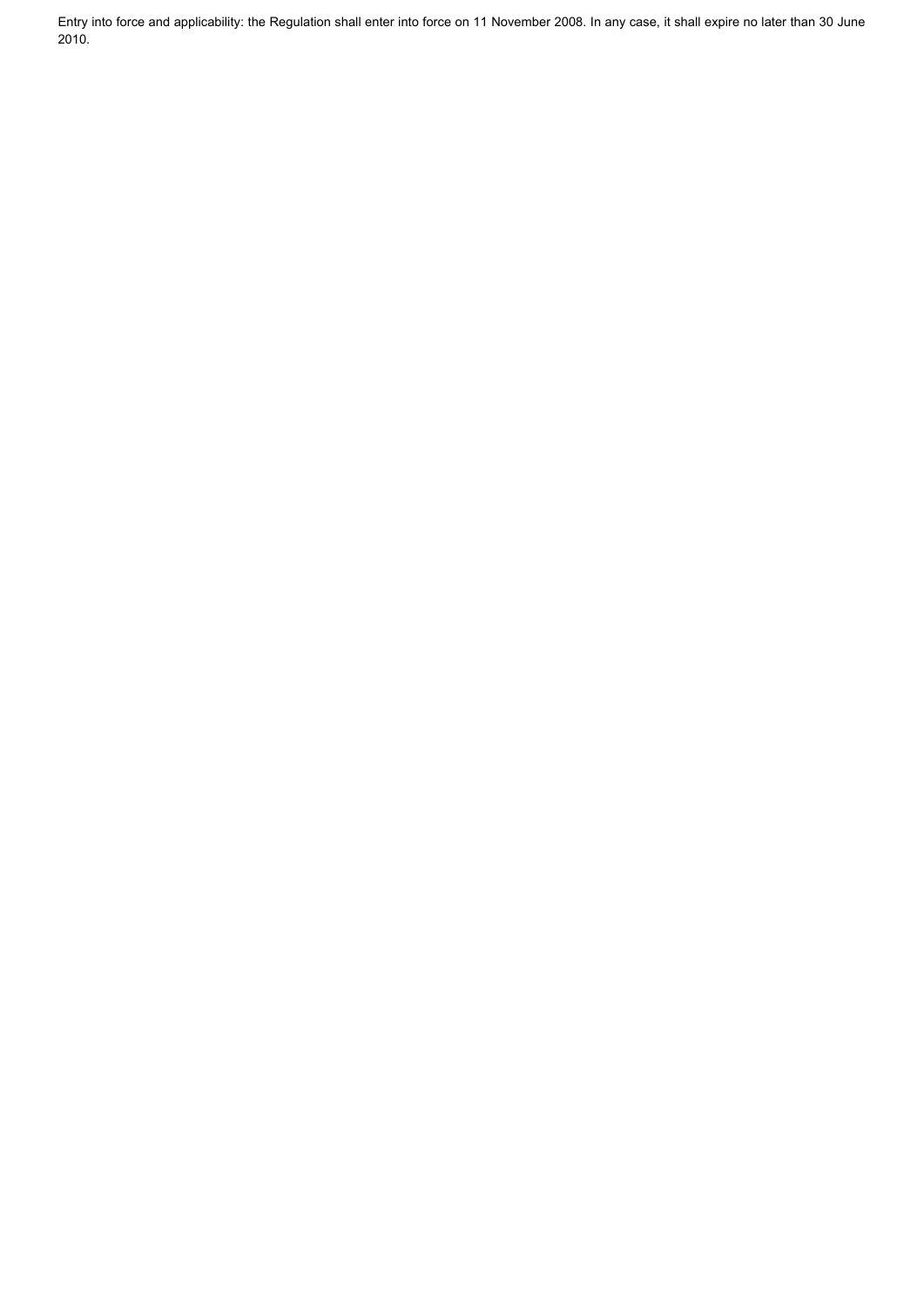Entry into force and applicability: the Regulation shall enter into force on 11 November 2008. In any case, it shall expire no later than 30 June 2010.